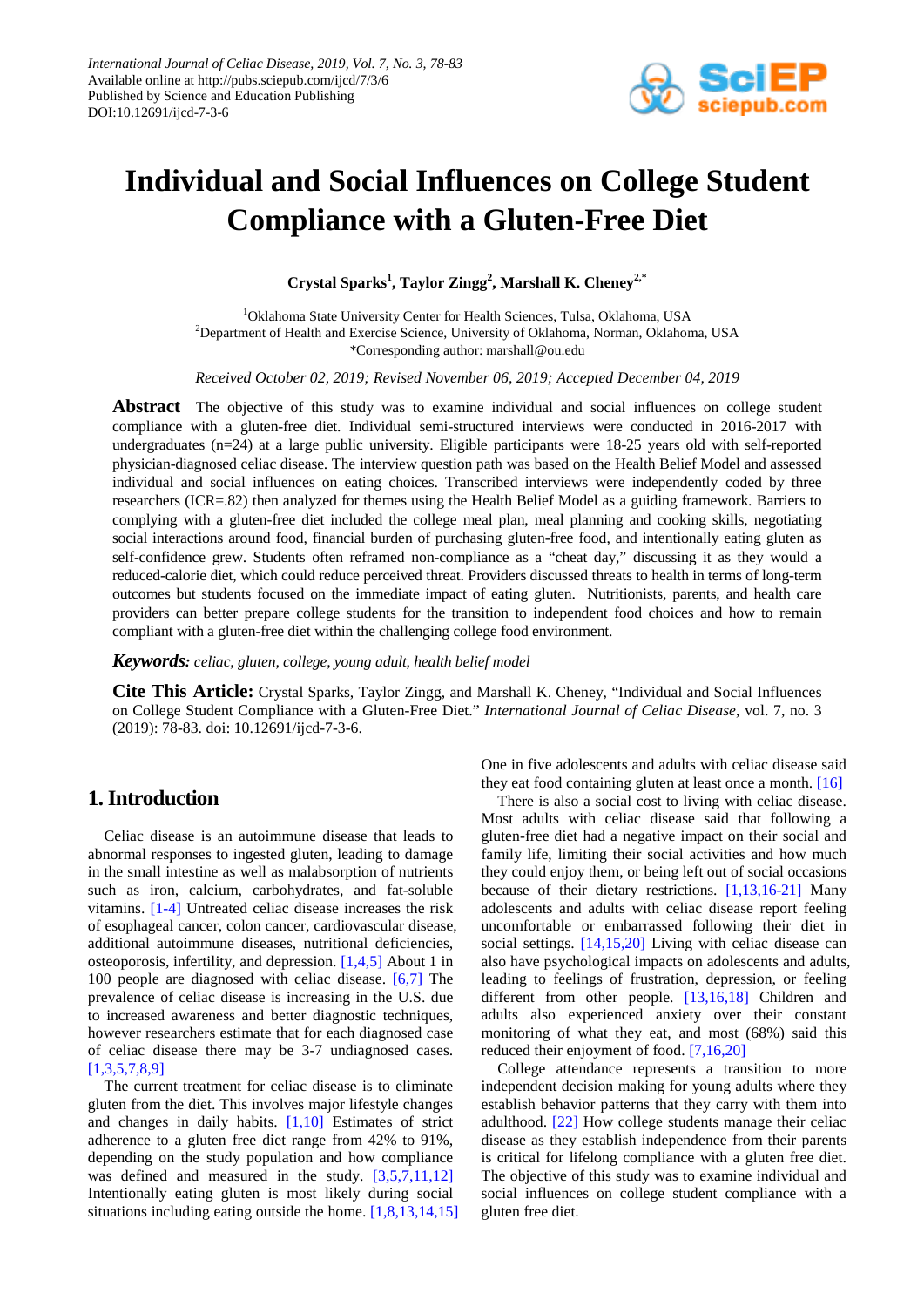# Individual and Social Influences on College Student Compliance with a Gluten-Free Diet

**Crystal Sparks[1], Taylor Zingg[2], Marshall K. Cheney[2,*]**

[1]Oklahoma State University Center for Health Sciences, Tulsa, Oklahoma, USA
[2]Department of Health and Exercise Science, University of Oklahoma, Norman, Oklahoma, USA
*Corresponding author: marshall@ou.edu

*Received October 02, 2019; Revised November 06, 2019; Accepted December 04, 2019*

**Abstract** The objective of this study was to examine individual and social influences on college student compliance with a gluten-free diet. Individual semi-structured interviews were conducted in 2016-2017 with undergraduates (n=24) at a large public university. Eligible participants were 18-25 years old with self-reported physician-diagnosed celiac disease. The interview question path was based on the Health Belief Model and assessed individual and social influences on eating choices. Transcribed interviews were independently coded by three researchers (ICR=.82) then analyzed for themes using the Health Belief Model as a guiding framework. Barriers to complying with a gluten-free diet included the college meal plan, meal planning and cooking skills, negotiating social interactions around food, financial burden of purchasing gluten-free food, and intentionally eating gluten as self-confidence grew. Students often reframed non-compliance as a "cheat day," discussing it as they would a reduced-calorie diet, which could reduce perceived threat. Providers discussed threats to health in terms of long-term outcomes but students focused on the immediate impact of eating gluten. Nutritionists, parents, and health care providers can better prepare college students for the transition to independent food choices and how to remain compliant with a gluten-free diet within the challenging college food environment.

***Keywords:*** *celiac, gluten, college, young adult, health belief model*

**Cite This Article:** Crystal Sparks, Taylor Zingg, and Marshall K. Cheney, "Individual and Social Influences on College Student Compliance with a Gluten-Free Diet." *International Journal of Celiac Disease*, vol. 7, no. 3 (2019): 78-83. doi: 10.12691/ijcd-7-3-6.

## 1. Introduction

Celiac disease is an autoimmune disease that leads to abnormal responses to ingested gluten, leading to damage in the small intestine as well as malabsorption of nutrients such as iron, calcium, carbohydrates, and fat-soluble vitamins. [1-4] Untreated celiac disease increases the risk of esophageal cancer, colon cancer, cardiovascular disease, additional autoimmune diseases, nutritional deficiencies, osteoporosis, infertility, and depression. [1,4,5] About 1 in 100 people are diagnosed with celiac disease. [6,7] The prevalence of celiac disease is increasing in the U.S. due to increased awareness and better diagnostic techniques, however researchers estimate that for each diagnosed case of celiac disease there may be 3-7 undiagnosed cases. [1,3,5,7,8,9]

The current treatment for celiac disease is to eliminate gluten from the diet. This involves major lifestyle changes and changes in daily habits. [1,10] Estimates of strict adherence to a gluten free diet range from 42% to 91%, depending on the study population and how compliance was defined and measured in the study. [3,5,7,11,12] Intentionally eating gluten is most likely during social situations including eating outside the home. [1,8,13,14,15] One in five adolescents and adults with celiac disease said they eat food containing gluten at least once a month. [16]

There is also a social cost to living with celiac disease. Most adults with celiac disease said that following a gluten-free diet had a negative impact on their social and family life, limiting their social activities and how much they could enjoy them, or being left out of social occasions because of their dietary restrictions. [1,13,16-21] Many adolescents and adults with celiac disease report feeling uncomfortable or embarrassed following their diet in social settings. [14,15,20] Living with celiac disease can also have psychological impacts on adolescents and adults, leading to feelings of frustration, depression, or feeling different from other people. [13,16,18] Children and adults also experienced anxiety over their constant monitoring of what they eat, and most (68%) said this reduced their enjoyment of food. [7,16,20]

College attendance represents a transition to more independent decision making for young adults where they establish behavior patterns that they carry with them into adulthood. [22] How college students manage their celiac disease as they establish independence from their parents is critical for lifelong compliance with a gluten free diet. The objective of this study was to examine individual and social influences on college student compliance with a gluten free diet.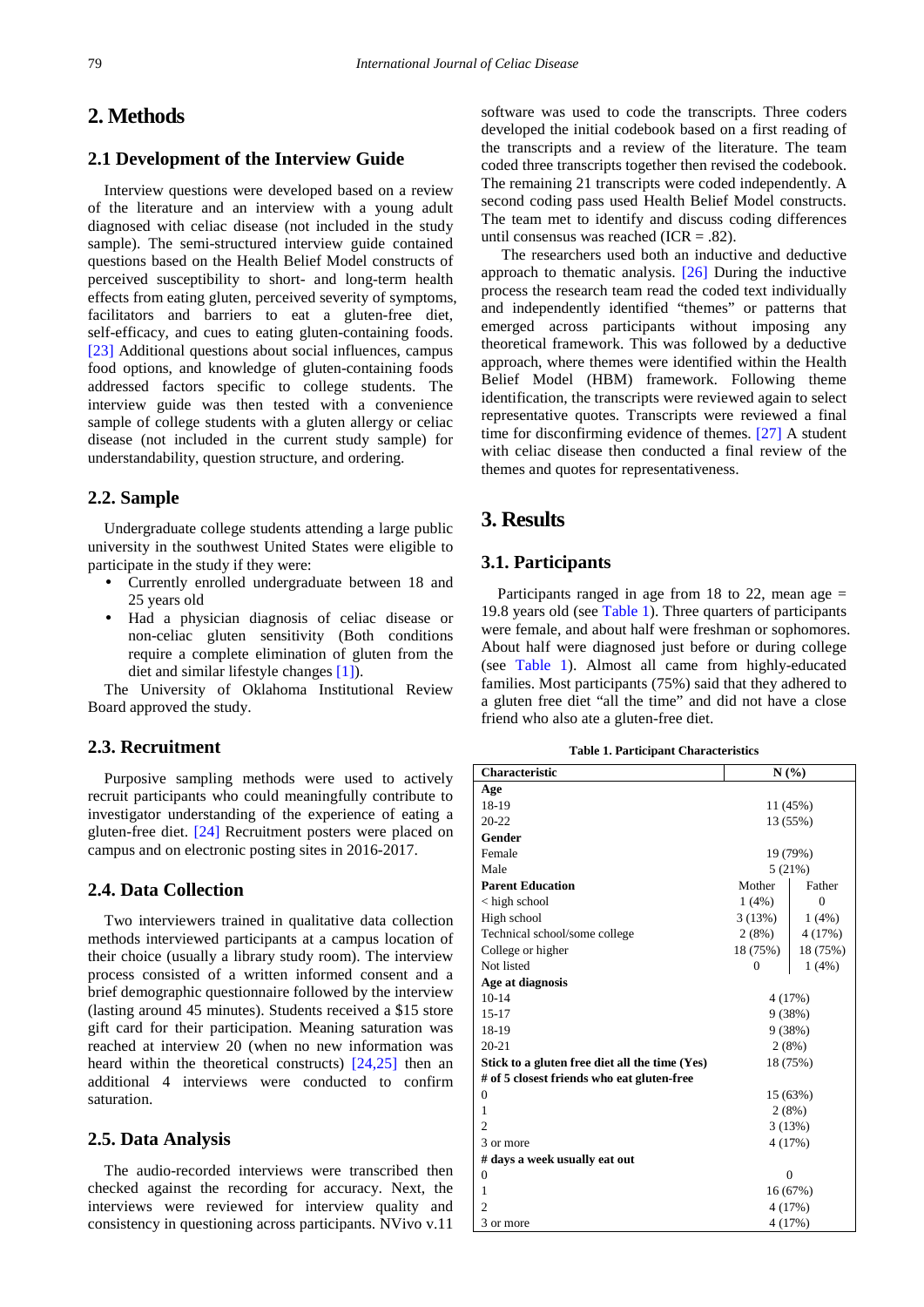## 2. Methods

### 2.1 Development of the Interview Guide

Interview questions were developed based on a review of the literature and an interview with a young adult diagnosed with celiac disease (not included in the study sample). The semi-structured interview guide contained questions based on the Health Belief Model constructs of perceived susceptibility to short- and long-term health effects from eating gluten, perceived severity of symptoms, facilitators and barriers to eat a gluten-free diet, self-efficacy, and cues to eating gluten-containing foods. [23] Additional questions about social influences, campus food options, and knowledge of gluten-containing foods addressed factors specific to college students. The interview guide was then tested with a convenience sample of college students with a gluten allergy or celiac disease (not included in the current study sample) for understandability, question structure, and ordering.

### 2.2. Sample

Undergraduate college students attending a large public university in the southwest United States were eligible to participate in the study if they were:

- Currently enrolled undergraduate between 18 and 25 years old
- Had a physician diagnosis of celiac disease or non-celiac gluten sensitivity (Both conditions require a complete elimination of gluten from the diet and similar lifestyle changes [1]).

The University of Oklahoma Institutional Review Board approved the study.

### 2.3. Recruitment

Purposive sampling methods were used to actively recruit participants who could meaningfully contribute to investigator understanding of the experience of eating a gluten-free diet. [24] Recruitment posters were placed on campus and on electronic posting sites in 2016-2017.

### 2.4. Data Collection

Two interviewers trained in qualitative data collection methods interviewed participants at a campus location of their choice (usually a library study room). The interview process consisted of a written informed consent and a brief demographic questionnaire followed by the interview (lasting around 45 minutes). Students received a $15 store gift card for their participation. Meaning saturation was reached at interview 20 (when no new information was heard within the theoretical constructs) [24,25] then an additional 4 interviews were conducted to confirm saturation.

### 2.5. Data Analysis

The audio-recorded interviews were transcribed then checked against the recording for accuracy. Next, the interviews were reviewed for interview quality and consistency in questioning across participants. NVivo v.11 software was used to code the transcripts. Three coders developed the initial codebook based on a first reading of the transcripts and a review of the literature. The team coded three transcripts together then revised the codebook. The remaining 21 transcripts were coded independently. A second coding pass used Health Belief Model constructs. The team met to identify and discuss coding differences until consensus was reached (ICR = .82).

The researchers used both an inductive and deductive approach to thematic analysis. [26] During the inductive process the research team read the coded text individually and independently identified "themes" or patterns that emerged across participants without imposing any theoretical framework. This was followed by a deductive approach, where themes were identified within the Health Belief Model (HBM) framework. Following theme identification, the transcripts were reviewed again to select representative quotes. Transcripts were reviewed a final time for disconfirming evidence of themes. [27] A student with celiac disease then conducted a final review of the themes and quotes for representativeness.

## 3. Results

### 3.1. Participants

Participants ranged in age from 18 to 22, mean age = 19.8 years old (see Table 1). Three quarters of participants were female, and about half were freshman or sophomores. About half were diagnosed just before or during college (see Table 1). Almost all came from highly-educated families. Most participants (75%) said that they adhered to a gluten free diet "all the time" and did not have a close friend who also ate a gluten-free diet.

**Table 1. Participant Characteristics**

| Characteristic | N (%) | |
|---|---|---|
| **Age** | | |
| 18-19 | 11 (45%) | |
| 20-22 | 13 (55%) | |
| **Gender** | | |
| Female | 19 (79%) | |
| Male | 5 (21%) | |
| **Parent Education** | Mother | Father |
| < high school | 1 (4%) | 0 |
| High school | 3 (13%) | 1 (4%) |
| Technical school/some college | 2 (8%) | 4 (17%) |
| College or higher | 18 (75%) | 18 (75%) |
| Not listed | 0 | 1 (4%) |
| **Age at diagnosis** | | |
| 10-14 | 4 (17%) | |
| 15-17 | 9 (38%) | |
| 18-19 | 9 (38%) | |
| 20-21 | 2 (8%) | |
| **Stick to a gluten free diet all the time (Yes)** | 18 (75%) | |
| **# of 5 closest friends who eat gluten-free** | | |
| 0 | 15 (63%) | |
| 1 | 2 (8%) | |
| 2 | 3 (13%) | |
| 3 or more | 4 (17%) | |
| **# days a week usually eat out** | | |
| 0 | 0 | |
| 1 | 16 (67%) | |
| 2 | 4 (17%) | |
| 3 or more | 4 (17%) | |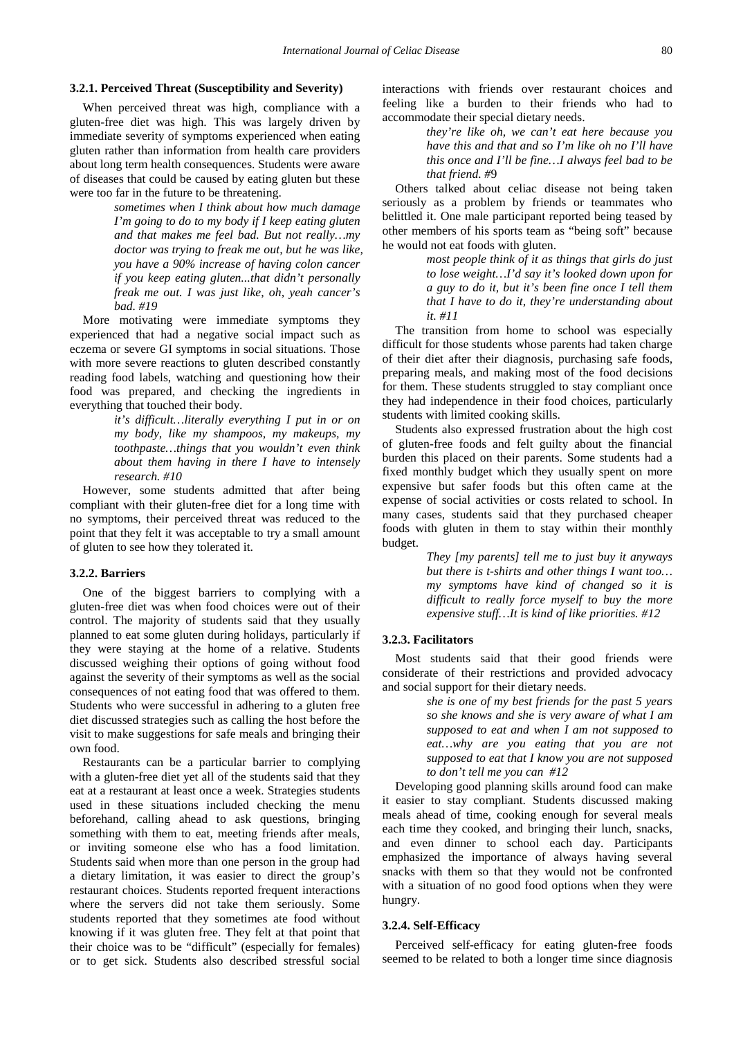#### 3.2.1. Perceived Threat (Susceptibility and Severity)

When perceived threat was high, compliance with a gluten-free diet was high. This was largely driven by immediate severity of symptoms experienced when eating gluten rather than information from health care providers about long term health consequences. Students were aware of diseases that could be caused by eating gluten but these were too far in the future to be threatening.

> *sometimes when I think about how much damage I'm going to do to my body if I keep eating gluten and that makes me feel bad. But not really…my doctor was trying to freak me out, but he was like, you have a 90% increase of having colon cancer if you keep eating gluten...that didn't personally freak me out. I was just like, oh, yeah cancer's bad. #19*

More motivating were immediate symptoms they experienced that had a negative social impact such as eczema or severe GI symptoms in social situations. Those with more severe reactions to gluten described constantly reading food labels, watching and questioning how their food was prepared, and checking the ingredients in everything that touched their body.

> *it's difficult…literally everything I put in or on my body, like my shampoos, my makeups, my toothpaste…things that you wouldn't even think about them having in there I have to intensely research. #10*

However, some students admitted that after being compliant with their gluten-free diet for a long time with no symptoms, their perceived threat was reduced to the point that they felt it was acceptable to try a small amount of gluten to see how they tolerated it.

#### 3.2.2. Barriers

One of the biggest barriers to complying with a gluten-free diet was when food choices were out of their control. The majority of students said that they usually planned to eat some gluten during holidays, particularly if they were staying at the home of a relative. Students discussed weighing their options of going without food against the severity of their symptoms as well as the social consequences of not eating food that was offered to them. Students who were successful in adhering to a gluten free diet discussed strategies such as calling the host before the visit to make suggestions for safe meals and bringing their own food.

Restaurants can be a particular barrier to complying with a gluten-free diet yet all of the students said that they eat at a restaurant at least once a week. Strategies students used in these situations included checking the menu beforehand, calling ahead to ask questions, bringing something with them to eat, meeting friends after meals, or inviting someone else who has a food limitation. Students said when more than one person in the group had a dietary limitation, it was easier to direct the group's restaurant choices. Students reported frequent interactions where the servers did not take them seriously. Some students reported that they sometimes ate food without knowing if it was gluten free. They felt at that point that their choice was to be "difficult" (especially for females) or to get sick. Students also described stressful social interactions with friends over restaurant choices and feeling like a burden to their friends who had to accommodate their special dietary needs.

> *they're like oh, we can't eat here because you have this and that and so I'm like oh no I'll have this once and I'll be fine…I always feel bad to be that friend. #*9

Others talked about celiac disease not being taken seriously as a problem by friends or teammates who belittled it. One male participant reported being teased by other members of his sports team as "being soft" because he would not eat foods with gluten.

> *most people think of it as things that girls do just to lose weight…I'd say it's looked down upon for a guy to do it, but it's been fine once I tell them that I have to do it, they're understanding about it. #11*

The transition from home to school was especially difficult for those students whose parents had taken charge of their diet after their diagnosis, purchasing safe foods, preparing meals, and making most of the food decisions for them. These students struggled to stay compliant once they had independence in their food choices, particularly students with limited cooking skills.

Students also expressed frustration about the high cost of gluten-free foods and felt guilty about the financial burden this placed on their parents. Some students had a fixed monthly budget which they usually spent on more expensive but safer foods but this often came at the expense of social activities or costs related to school. In many cases, students said that they purchased cheaper foods with gluten in them to stay within their monthly budget.

> *They [my parents] tell me to just buy it anyways but there is t-shirts and other things I want too… my symptoms have kind of changed so it is difficult to really force myself to buy the more expensive stuff…It is kind of like priorities. #12*

#### 3.2.3. Facilitators

Most students said that their good friends were considerate of their restrictions and provided advocacy and social support for their dietary needs.

> *she is one of my best friends for the past 5 years so she knows and she is very aware of what I am supposed to eat and when I am not supposed to eat…why are you eating that you are not supposed to eat that I know you are not supposed to don't tell me you can #12*

Developing good planning skills around food can make it easier to stay compliant. Students discussed making meals ahead of time, cooking enough for several meals each time they cooked, and bringing their lunch, snacks, and even dinner to school each day. Participants emphasized the importance of always having several snacks with them so that they would not be confronted with a situation of no good food options when they were hungry.

#### 3.2.4. Self-Efficacy

Perceived self-efficacy for eating gluten-free foods seemed to be related to both a longer time since diagnosis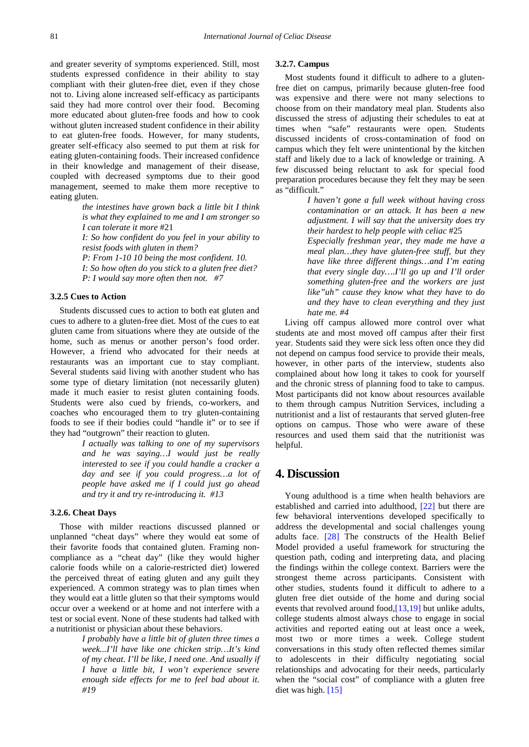and greater severity of symptoms experienced. Still, most students expressed confidence in their ability to stay compliant with their gluten-free diet, even if they chose not to. Living alone increased self-efficacy as participants said they had more control over their food. Becoming more educated about gluten-free foods and how to cook without gluten increased student confidence in their ability to eat gluten-free foods. However, for many students, greater self-efficacy also seemed to put them at risk for eating gluten-containing foods. Their increased confidence in their knowledge and management of their disease, coupled with decreased symptoms due to their good management, seemed to make them more receptive to eating gluten.

> *the intestines have grown back a little bit I think is what they explained to me and I am stronger so I can tolerate it more* #21
>
> *I: So how confident do you feel in your ability to resist foods with gluten in them?*
>
> *P: From 1-10 10 being the most confident. 10.*
>
> *I: So how often do you stick to a gluten free diet?*
>
> *P: I would say more often then not.* #7

### 3.2.5 Cues to Action

Students discussed cues to action to both eat gluten and cues to adhere to a gluten-free diet. Most of the cues to eat gluten came from situations where they ate outside of the home, such as menus or another person's food order. However, a friend who advocated for their needs at restaurants was an important cue to stay compliant. Several students said living with another student who has some type of dietary limitation (not necessarily gluten) made it much easier to resist gluten containing foods. Students were also cued by friends, co-workers, and coaches who encouraged them to try gluten-containing foods to see if their bodies could "handle it" or to see if they had "outgrown" their reaction to gluten.

> *I actually was talking to one of my supervisors and he was saying…I would just be really interested to see if you could handle a cracker a day and see if you could progress…a lot of people have asked me if I could just go ahead and try it and try re-introducing it.* #13

### 3.2.6. Cheat Days

Those with milder reactions discussed planned or unplanned "cheat days" where they would eat some of their favorite foods that contained gluten. Framing non-compliance as a "cheat day" (like they would higher calorie foods while on a calorie-restricted diet) lowered the perceived threat of eating gluten and any guilt they experienced. A common strategy was to plan times when they would eat a little gluten so that their symptoms would occur over a weekend or at home and not interfere with a test or social event. None of these students had talked with a nutritionist or physician about these behaviors.

> *I probably have a little bit of gluten three times a week...I'll have like one chicken strip…It's kind of my cheat. I'll be like, I need one. And usually if I have a little bit, I won't experience severe enough side effects for me to feel bad about it. #19*

### 3.2.7. Campus

Most students found it difficult to adhere to a gluten-free diet on campus, primarily because gluten-free food was expensive and there were not many selections to choose from on their mandatory meal plan. Students also discussed the stress of adjusting their schedules to eat at times when "safe" restaurants were open. Students discussed incidents of cross-contamination of food on campus which they felt were unintentional by the kitchen staff and likely due to a lack of knowledge or training. A few discussed being reluctant to ask for special food preparation procedures because they felt they may be seen as "difficult."

> *I haven't gone a full week without having cross contamination or an attack. It has been a new adjustment. I will say that the university does try their hardest to help people with celiac* #25
>
> *Especially freshman year, they made me have a meal plan…they have gluten-free stuff, but they have like three different things…and I'm eating that every single day….I'll go up and I'll order something gluten-free and the workers are just like"uh" cause they know what they have to do and they have to clean everything and they just hate me. #4*

Living off campus allowed more control over what students ate and most moved off campus after their first year. Students said they were sick less often once they did not depend on campus food service to provide their meals, however, in other parts of the interview, students also complained about how long it takes to cook for yourself and the chronic stress of planning food to take to campus. Most participants did not know about resources available to them through campus Nutrition Services, including a nutritionist and a list of restaurants that served gluten-free options on campus. Those who were aware of these resources and used them said that the nutritionist was helpful.

# 4. Discussion

Young adulthood is a time when health behaviors are established and carried into adulthood, [22] but there are few behavioral interventions developed specifically to address the developmental and social challenges young adults face. [28] The constructs of the Health Belief Model provided a useful framework for structuring the question path, coding and interpreting data, and placing the findings within the college context. Barriers were the strongest theme across participants. Consistent with other studies, students found it difficult to adhere to a gluten free diet outside of the home and during social events that revolved around food,[13,19] but unlike adults, college students almost always chose to engage in social activities and reported eating out at least once a week, most two or more times a week. College student conversations in this study often reflected themes similar to adolescents in their difficulty negotiating social relationships and advocating for their needs, particularly when the "social cost" of compliance with a gluten free diet was high. [15]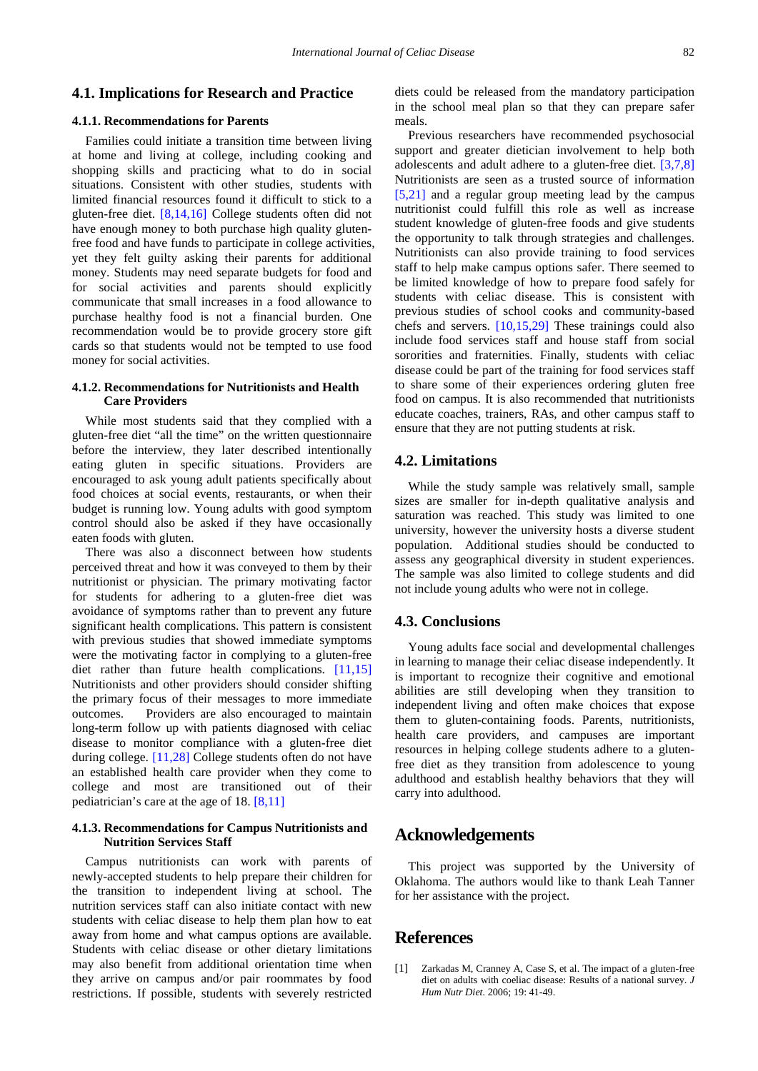## 4.1. Implications for Research and Practice

### 4.1.1. Recommendations for Parents

Families could initiate a transition time between living at home and living at college, including cooking and shopping skills and practicing what to do in social situations. Consistent with other studies, students with limited financial resources found it difficult to stick to a gluten-free diet. [8,14,16] College students often did not have enough money to both purchase high quality gluten-free food and have funds to participate in college activities, yet they felt guilty asking their parents for additional money. Students may need separate budgets for food and for social activities and parents should explicitly communicate that small increases in a food allowance to purchase healthy food is not a financial burden. One recommendation would be to provide grocery store gift cards so that students would not be tempted to use food money for social activities.

### 4.1.2. Recommendations for Nutritionists and Health Care Providers

While most students said that they complied with a gluten-free diet "all the time" on the written questionnaire before the interview, they later described intentionally eating gluten in specific situations. Providers are encouraged to ask young adult patients specifically about food choices at social events, restaurants, or when their budget is running low. Young adults with good symptom control should also be asked if they have occasionally eaten foods with gluten.

There was also a disconnect between how students perceived threat and how it was conveyed to them by their nutritionist or physician. The primary motivating factor for students for adhering to a gluten-free diet was avoidance of symptoms rather than to prevent any future significant health complications. This pattern is consistent with previous studies that showed immediate symptoms were the motivating factor in complying to a gluten-free diet rather than future health complications. [11,15] Nutritionists and other providers should consider shifting the primary focus of their messages to more immediate outcomes. Providers are also encouraged to maintain long-term follow up with patients diagnosed with celiac disease to monitor compliance with a gluten-free diet during college. [11,28] College students often do not have an established health care provider when they come to college and most are transitioned out of their pediatrician's care at the age of 18. [8,11]

### 4.1.3. Recommendations for Campus Nutritionists and Nutrition Services Staff

Campus nutritionists can work with parents of newly-accepted students to help prepare their children for the transition to independent living at school. The nutrition services staff can also initiate contact with new students with celiac disease to help them plan how to eat away from home and what campus options are available. Students with celiac disease or other dietary limitations may also benefit from additional orientation time when they arrive on campus and/or pair roommates by food restrictions. If possible, students with severely restricted diets could be released from the mandatory participation in the school meal plan so that they can prepare safer meals.

Previous researchers have recommended psychosocial support and greater dietician involvement to help both adolescents and adult adhere to a gluten-free diet. [3,7,8] Nutritionists are seen as a trusted source of information [5,21] and a regular group meeting lead by the campus nutritionist could fulfill this role as well as increase student knowledge of gluten-free foods and give students the opportunity to talk through strategies and challenges. Nutritionists can also provide training to food services staff to help make campus options safer. There seemed to be limited knowledge of how to prepare food safely for students with celiac disease. This is consistent with previous studies of school cooks and community-based chefs and servers. [10,15,29] These trainings could also include food services staff and house staff from social sororities and fraternities. Finally, students with celiac disease could be part of the training for food services staff to share some of their experiences ordering gluten free food on campus. It is also recommended that nutritionists educate coaches, trainers, RAs, and other campus staff to ensure that they are not putting students at risk.

## 4.2. Limitations

While the study sample was relatively small, sample sizes are smaller for in-depth qualitative analysis and saturation was reached. This study was limited to one university, however the university hosts a diverse student population. Additional studies should be conducted to assess any geographical diversity in student experiences. The sample was also limited to college students and did not include young adults who were not in college.

## 4.3. Conclusions

Young adults face social and developmental challenges in learning to manage their celiac disease independently. It is important to recognize their cognitive and emotional abilities are still developing when they transition to independent living and often make choices that expose them to gluten-containing foods. Parents, nutritionists, health care providers, and campuses are important resources in helping college students adhere to a gluten-free diet as they transition from adolescence to young adulthood and establish healthy behaviors that they will carry into adulthood.

# Acknowledgements

This project was supported by the University of Oklahoma. The authors would like to thank Leah Tanner for her assistance with the project.

# References

[1] Zarkadas M, Cranney A, Case S, et al. The impact of a gluten-free diet on adults with coeliac disease: Results of a national survey. *J Hum Nutr Diet.* 2006; 19: 41-49.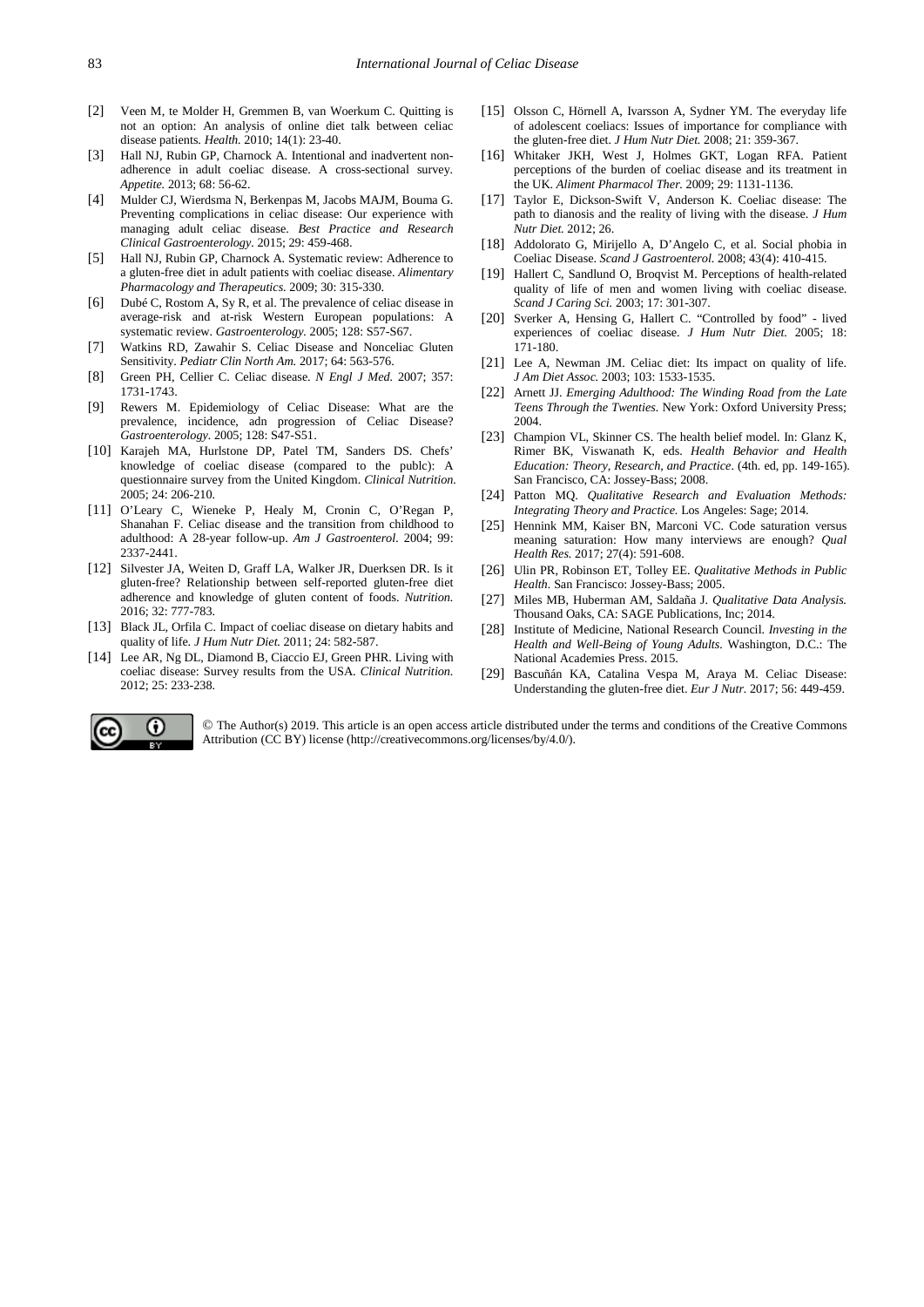[2] Veen M, te Molder H, Gremmen B, van Woerkum C. Quitting is not an option: An analysis of online diet talk between celiac disease patients. *Health.* 2010; 14(1): 23-40.

[3] Hall NJ, Rubin GP, Charnock A. Intentional and inadvertent non-adherence in adult coeliac disease. A cross-sectional survey. *Appetite.* 2013; 68: 56-62.

[4] Mulder CJ, Wierdsma N, Berkenpas M, Jacobs MAJM, Bouma G. Preventing complications in celiac disease: Our experience with managing adult celiac disease. *Best Practice and Research Clinical Gastroenterology.* 2015; 29: 459-468.

[5] Hall NJ, Rubin GP, Charnock A. Systematic review: Adherence to a gluten-free diet in adult patients with coeliac disease. *Alimentary Pharmacology and Therapeutics.* 2009; 30: 315-330.

[6] Dubé C, Rostom A, Sy R, et al. The prevalence of celiac disease in average-risk and at-risk Western European populations: A systematic review. *Gastroenterology.* 2005; 128: S57-S67.

[7] Watkins RD, Zawahir S. Celiac Disease and Nonceliac Gluten Sensitivity. *Pediatr Clin North Am.* 2017; 64: 563-576.

[8] Green PH, Cellier C. Celiac disease. *N Engl J Med.* 2007; 357: 1731-1743.

[9] Rewers M. Epidemiology of Celiac Disease: What are the prevalence, incidence, adn progression of Celiac Disease? *Gastroenterology.* 2005; 128: S47-S51.

[10] Karajeh MA, Hurlstone DP, Patel TM, Sanders DS. Chefs' knowledge of coeliac disease (compared to the publc): A questionnaire survey from the United Kingdom. *Clinical Nutrition.* 2005; 24: 206-210.

[11] O'Leary C, Wieneke P, Healy M, Cronin C, O'Regan P, Shanahan F. Celiac disease and the transition from childhood to adulthood: A 28-year follow-up. *Am J Gastroenterol.* 2004; 99: 2337-2441.

[12] Silvester JA, Weiten D, Graff LA, Walker JR, Duerksen DR. Is it gluten-free? Relationship between self-reported gluten-free diet adherence and knowledge of gluten content of foods. *Nutrition.* 2016; 32: 777-783.

[13] Black JL, Orfila C. Impact of coeliac disease on dietary habits and quality of life. *J Hum Nutr Diet.* 2011; 24: 582-587.

[14] Lee AR, Ng DL, Diamond B, Ciaccio EJ, Green PHR. Living with coeliac disease: Survey results from the USA. *Clinical Nutrition.* 2012; 25: 233-238.

[15] Olsson C, Hörnell A, Ivarsson A, Sydner YM. The everyday life of adolescent coeliacs: Issues of importance for compliance with the gluten-free diet. *J Hum Nutr Diet.* 2008; 21: 359-367.

[16] Whitaker JKH, West J, Holmes GKT, Logan RFA. Patient perceptions of the burden of coeliac disease and its treatment in the UK. *Aliment Pharmacol Ther.* 2009; 29: 1131-1136.

[17] Taylor E, Dickson-Swift V, Anderson K. Coeliac disease: The path to dianosis and the reality of living with the disease. *J Hum Nutr Diet.* 2012; 26.

[18] Addolorato G, Mirijello A, D'Angelo C, et al. Social phobia in Coeliac Disease. *Scand J Gastroenterol.* 2008; 43(4): 410-415.

[19] Hallert C, Sandlund O, Broqvist M. Perceptions of health-related quality of life of men and women living with coeliac disease. *Scand J Caring Sci.* 2003; 17: 301-307.

[20] Sverker A, Hensing G, Hallert C. "Controlled by food" - lived experiences of coeliac disease. *J Hum Nutr Diet.* 2005; 18: 171-180.

[21] Lee A, Newman JM. Celiac diet: Its impact on quality of life. *J Am Diet Assoc.* 2003; 103: 1533-1535.

[22] Arnett JJ. *Emerging Adulthood: The Winding Road from the Late Teens Through the Twenties.* New York: Oxford University Press; 2004.

[23] Champion VL, Skinner CS. The health belief model. In: Glanz K, Rimer BK, Viswanath K, eds. *Health Behavior and Health Education: Theory, Research, and Practice*. (4th. ed, pp. 149-165). San Francisco, CA: Jossey-Bass; 2008.

[24] Patton MQ. *Qualitative Research and Evaluation Methods: Integrating Theory and Practice.* Los Angeles: Sage; 2014.

[25] Hennink MM, Kaiser BN, Marconi VC. Code saturation versus meaning saturation: How many interviews are enough? *Qual Health Res.* 2017; 27(4): 591-608.

[26] Ulin PR, Robinson ET, Tolley EE. *Qualitative Methods in Public Health*. San Francisco: Jossey-Bass; 2005.

[27] Miles MB, Huberman AM, Saldaña J. *Qualitative Data Analysis.* Thousand Oaks, CA: SAGE Publications, Inc; 2014.

[28] Institute of Medicine, National Research Council. *Investing in the Health and Well-Being of Young Adults*. Washington, D.C.: The National Academies Press. 2015.

[29] Bascuñán KA, Catalina Vespa M, Araya M. Celiac Disease: Understanding the gluten-free diet. *Eur J Nutr.* 2017; 56: 449-459.

© The Author(s) 2019. This article is an open access article distributed under the terms and conditions of the Creative Commons Attribution (CC BY) license (http://creativecommons.org/licenses/by/4.0/).